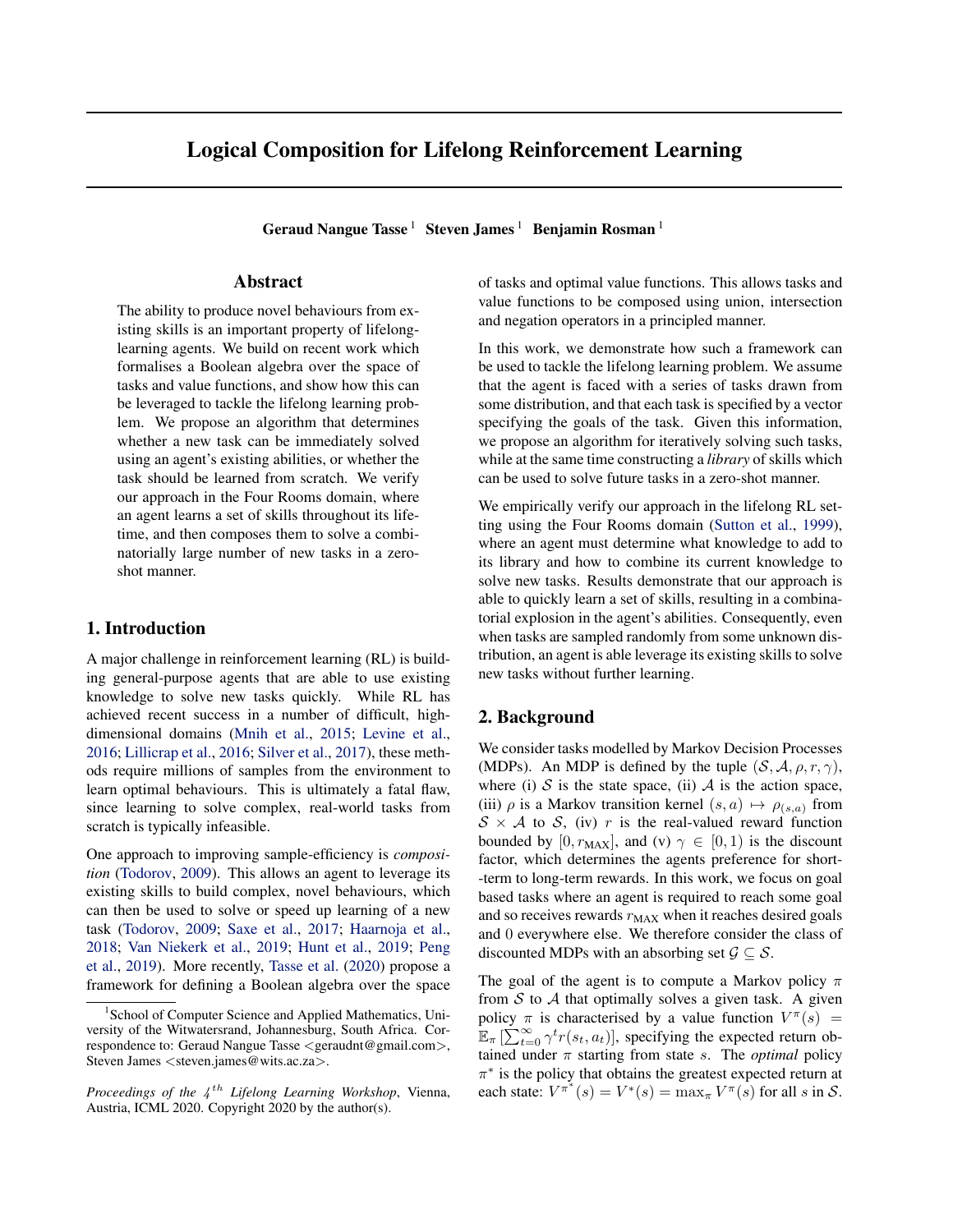# Logical Composition for Lifelong Reinforcement Learning

**Geraud Nangue Tasse** [1] **Steven James** [1] **Benjamin Rosman** [1]

## Abstract

The ability to produce novel behaviours from existing skills is an important property of lifelong-learning agents. We build on recent work which formalises a Boolean algebra over the space of tasks and value functions, and show how this can be leveraged to tackle the lifelong learning problem. We propose an algorithm that determines whether a new task can be immediately solved using an agent's existing abilities, or whether the task should be learned from scratch. We verify our approach in the Four Rooms domain, where an agent learns a set of skills throughout its lifetime, and then composes them to solve a combinatorially large number of new tasks in a zero-shot manner.

## 1. Introduction

A major challenge in reinforcement learning (RL) is building general-purpose agents that are able to use existing knowledge to solve new tasks quickly. While RL has achieved recent success in a number of difficult, high-dimensional domains (Mnih et al., 2015; Levine et al., 2016; Lillicrap et al., 2016; Silver et al., 2017), these methods require millions of samples from the environment to learn optimal behaviours. This is ultimately a fatal flaw, since learning to solve complex, real-world tasks from scratch is typically infeasible.

One approach to improving sample-efficiency is *composition* (Todorov, 2009). This allows an agent to leverage its existing skills to build complex, novel behaviours, which can then be used to solve or speed up learning of a new task (Todorov, 2009; Saxe et al., 2017; Haarnoja et al., 2018; Van Niekerk et al., 2019; Hunt et al., 2019; Peng et al., 2019). More recently, Tasse et al. (2020) propose a framework for defining a Boolean algebra over the space of tasks and optimal value functions. This allows tasks and value functions to be composed using union, intersection and negation operators in a principled manner.

In this work, we demonstrate how such a framework can be used to tackle the lifelong learning problem. We assume that the agent is faced with a series of tasks drawn from some distribution, and that each task is specified by a vector specifying the goals of the task. Given this information, we propose an algorithm for iteratively solving such tasks, while at the same time constructing a *library* of skills which can be used to solve future tasks in a zero-shot manner.

We empirically verify our approach in the lifelong RL setting using the Four Rooms domain (Sutton et al., 1999), where an agent must determine what knowledge to add to its library and how to combine its current knowledge to solve new tasks. Results demonstrate that our approach is able to quickly learn a set of skills, resulting in a combinatorial explosion in the agent's abilities. Consequently, even when tasks are sampled randomly from some unknown distribution, an agent is able leverage its existing skills to solve new tasks without further learning.

## 2. Background

We consider tasks modelled by Markov Decision Processes (MDPs). An MDP is defined by the tuple $(\mathcal{S}, \mathcal{A}, \rho, r, \gamma)$, where (i) $\mathcal{S}$ is the state space, (ii) $\mathcal{A}$ is the action space, (iii) $\rho$ is a Markov transition kernel $(s, a) \mapsto \rho_{(s,a)}$ from $\mathcal{S} \times \mathcal{A}$ to $\mathcal{S}$, (iv) $r$ is the real-valued reward function bounded by $[0, r_{\text{MAX}}]$, and (v) $\gamma \in [0, 1)$ is the discount factor, which determines the agents preference for short-term to long-term rewards. In this work, we focus on goal based tasks where an agent is required to reach some goal and so receives rewards $r_{\text{MAX}}$ when it reaches desired goals and $0$ everywhere else. We therefore consider the class of discounted MDPs with an absorbing set $\mathcal{G} \subseteq \mathcal{S}$.

The goal of the agent is to compute a Markov policy $\pi$ from $\mathcal{S}$ to $\mathcal{A}$ that optimally solves a given task. A given policy $\pi$ is characterised by a value function $V^{\pi}(s) = \mathbb{E}_{\pi}\left[\sum_{t=0}^{\infty} \gamma^t r(s_t, a_t)\right]$, specifying the expected return obtained under $\pi$ starting from state $s$. The *optimal* policy $\pi^*$ is the policy that obtains the greatest expected return at each state: $V^{\pi^*}(s) = V^*(s) = \max_{\pi} V^{\pi}(s)$ for all $s$ in $\mathcal{S}$.

---

[1] School of Computer Science and Applied Mathematics, University of the Witwatersrand, Johannesburg, South Africa. Correspondence to: Geraud Nangue Tasse <geraudnt@gmail.com>, Steven James <steven.james@wits.ac.za>.

*Proceedings of the 4th Lifelong Learning Workshop*, Vienna, Austria, ICML 2020. Copyright 2020 by the author(s).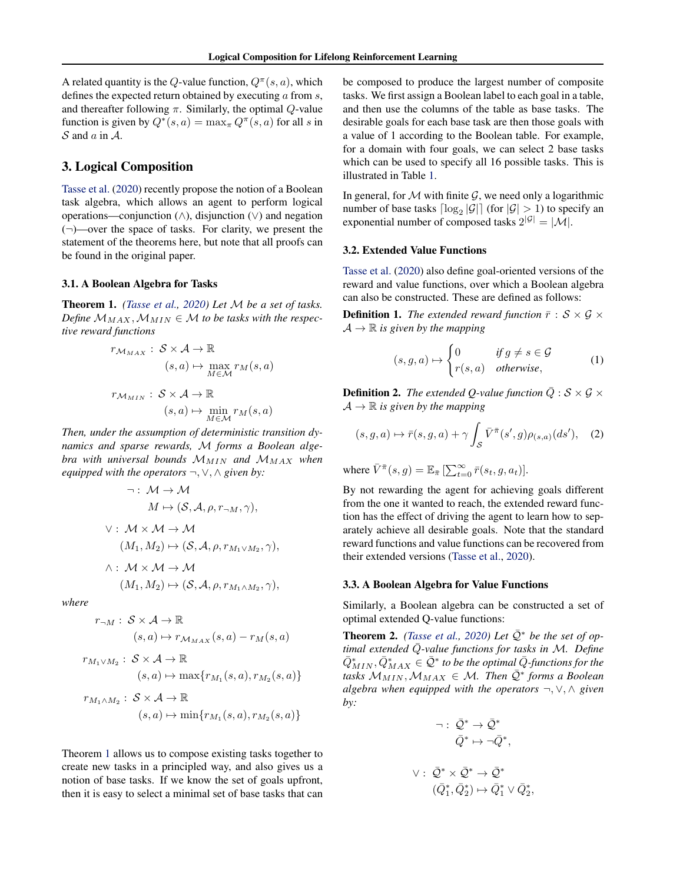A related quantity is the $Q$-value function, $Q^\pi(s,a)$, which defines the expected return obtained by executing $a$ from $s$, and thereafter following $\pi$. Similarly, the optimal $Q$-value function is given by $Q^*(s,a) = \max_\pi Q^\pi(s,a)$ for all $s$ in $\mathcal{S}$ and $a$ in $\mathcal{A}$.

## 3. Logical Composition

Tasse et al. (2020) recently propose the notion of a Boolean task algebra, which allows an agent to perform logical operations—conjunction ($\wedge$), disjunction ($\vee$) and negation ($\neg$)—over the space of tasks. For clarity, we present the statement of the theorems here, but note that all proofs can be found in the original paper.

### 3.1. A Boolean Algebra for Tasks

**Theorem 1.** *(Tasse et al., 2020) Let $\mathcal{M}$ be a set of tasks. Define $\mathcal{M}_{MAX}, \mathcal{M}_{MIN} \in \mathcal{M}$ to be tasks with the respective reward functions*

$$
\begin{aligned}
r_{\mathcal{M}_{MAX}} &: \mathcal{S} \times \mathcal{A} \to \mathbb{R} \\
&(s,a) \mapsto \max_{M \in \mathcal{M}} r_M(s,a) \\
r_{\mathcal{M}_{MIN}} &: \mathcal{S} \times \mathcal{A} \to \mathbb{R} \\
&(s,a) \mapsto \min_{M \in \mathcal{M}} r_M(s,a)
\end{aligned}
$$

*Then, under the assumption of deterministic transition dynamics and sparse rewards, $\mathcal{M}$ forms a Boolean algebra with universal bounds $\mathcal{M}_{MIN}$ and $\mathcal{M}_{MAX}$ when equipped with the operators $\neg, \vee, \wedge$ given by:*

$$
\begin{aligned}
\neg &: \mathcal{M} \to \mathcal{M} \\
&M \mapsto (\mathcal{S}, \mathcal{A}, \rho, r_{\neg M}, \gamma), \\
\vee &: \mathcal{M} \times \mathcal{M} \to \mathcal{M} \\
&(M_1, M_2) \mapsto (\mathcal{S}, \mathcal{A}, \rho, r_{M_1 \vee M_2}, \gamma), \\
\wedge &: \mathcal{M} \times \mathcal{M} \to \mathcal{M} \\
&(M_1, M_2) \mapsto (\mathcal{S}, \mathcal{A}, \rho, r_{M_1 \wedge M_2}, \gamma),
\end{aligned}
$$

*where*

$$
\begin{aligned}
r_{\neg M} &: \mathcal{S} \times \mathcal{A} \to \mathbb{R} \\
&(s,a) \mapsto r_{\mathcal{M}_{MAX}}(s,a) - r_M(s,a) \\
r_{M_1 \vee M_2} &: \mathcal{S} \times \mathcal{A} \to \mathbb{R} \\
&(s,a) \mapsto \max\{r_{M_1}(s,a), r_{M_2}(s,a)\} \\
r_{M_1 \wedge M_2} &: \mathcal{S} \times \mathcal{A} \to \mathbb{R} \\
&(s,a) \mapsto \min\{r_{M_1}(s,a), r_{M_2}(s,a)\}
\end{aligned}
$$

Theorem 1 allows us to compose existing tasks together to create new tasks in a principled way, and also gives us a notion of base tasks. If we know the set of goals upfront, then it is easy to select a minimal set of base tasks that can be composed to produce the largest number of composite tasks. We first assign a Boolean label to each goal in a table, and then use the columns of the table as base tasks. The desirable goals for each base task are then those goals with a value of 1 according to the Boolean table. For example, for a domain with four goals, we can select 2 base tasks which can be used to specify all 16 possible tasks. This is illustrated in Table 1.

In general, for $\mathcal{M}$ with finite $\mathcal{G}$, we need only a logarithmic number of base tasks $\lceil \log_2 |\mathcal{G}| \rceil$ (for $|\mathcal{G}| > 1$) to specify an exponential number of composed tasks $2^{|\mathcal{G}|} = |\mathcal{M}|$.

### 3.2. Extended Value Functions

Tasse et al. (2020) also define goal-oriented versions of the reward and value functions, over which a Boolean algebra can also be constructed. These are defined as follows:

**Definition 1.** *The extended reward function $\bar{r} : \mathcal{S} \times \mathcal{G} \times \mathcal{A} \to \mathbb{R}$ is given by the mapping*

$$
(s,g,a) \mapsto \begin{cases} 0 & \text{if } g \neq s \in \mathcal{G} \\ r(s,a) & \text{otherwise,} \end{cases} \tag{1}
$$

**Definition 2.** *The extended Q-value function $\bar{Q} : \mathcal{S} \times \mathcal{G} \times \mathcal{A} \to \mathbb{R}$ is given by the mapping*

$$
(s,g,a) \mapsto \bar{r}(s,g,a) + \gamma \int_{\mathcal{S}} \bar{V}^{\bar{\pi}}(s',g) \rho_{(s,a)}(ds'), \tag{2}
$$

where $\bar{V}^{\bar{\pi}}(s,g) = \mathbb{E}_{\bar{\pi}}\left[\sum_{t=0}^{\infty} \bar{r}(s_t, g, a_t)\right]$.

By not rewarding the agent for achieving goals different from the one it wanted to reach, the extended reward function has the effect of driving the agent to learn how to separately achieve all desirable goals. Note that the standard reward functions and value functions can be recovered from their extended versions (Tasse et al., 2020).

### 3.3. A Boolean Algebra for Value Functions

Similarly, a Boolean algebra can be constructed a set of optimal extended Q-value functions:

**Theorem 2.** *(Tasse et al., 2020) Let $\bar{\mathcal{Q}}^*$ be the set of optimal extended $\bar{Q}$-value functions for tasks in $\mathcal{M}$. Define $\bar{Q}^*_{MIN}, \bar{Q}^*_{MAX} \in \bar{\mathcal{Q}}^*$ to be the optimal $\bar{Q}$-functions for the tasks $\mathcal{M}_{MIN}, \mathcal{M}_{MAX} \in \mathcal{M}$. Then $\bar{\mathcal{Q}}^*$ forms a Boolean algebra when equipped with the operators $\neg, \vee, \wedge$ given by:*

$$
\begin{aligned}
\neg &: \bar{\mathcal{Q}}^* \to \bar{\mathcal{Q}}^* \\
&\bar{Q}^* \mapsto \neg \bar{Q}^*, \\
\vee &: \bar{\mathcal{Q}}^* \times \bar{\mathcal{Q}}^* \to \bar{\mathcal{Q}}^* \\
&(\bar{Q}^*_1, \bar{Q}^*_2) \mapsto \bar{Q}^*_1 \vee \bar{Q}^*_2,
\end{aligned}
$$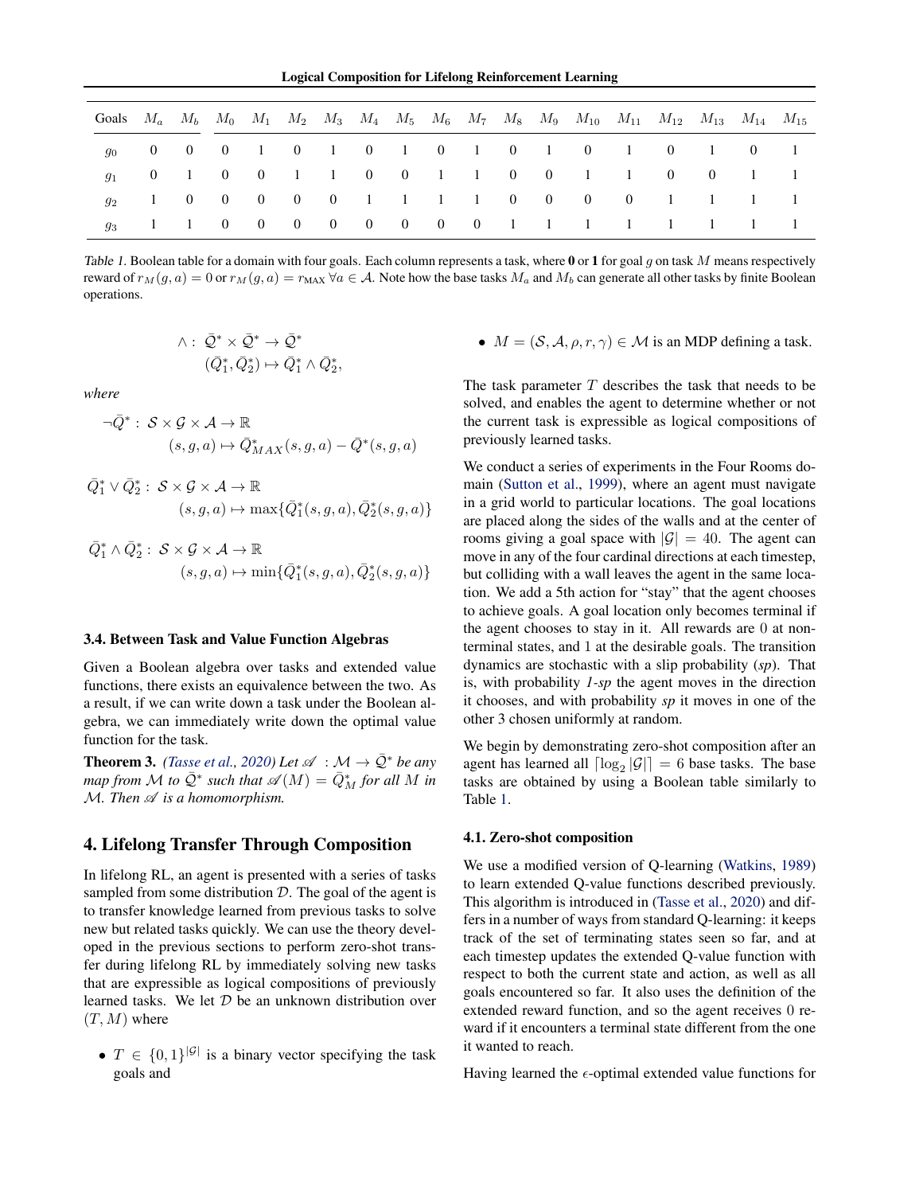| Goals | $M_a$ | $M_b$ | $M_0$ | $M_1$ | $M_2$ | $M_3$ | $M_4$ | $M_5$ | $M_6$ | $M_7$ | $M_8$ | $M_9$ | $M_{10}$ | $M_{11}$ | $M_{12}$ | $M_{13}$ | $M_{14}$ | $M_{15}$ |
|---|---|---|---|---|---|---|---|---|---|---|---|---|---|---|---|---|---|---|
| $g_0$ | 0 | 0 | 0 | 1 | 0 | 1 | 0 | 1 | 0 | 1 | 0 | 1 | 0 | 1 | 0 | 1 | 0 | 1 |
| $g_1$ | 0 | 1 | 0 | 0 | 1 | 1 | 0 | 0 | 1 | 1 | 0 | 0 | 1 | 1 | 0 | 0 | 1 | 1 |
| $g_2$ | 1 | 0 | 0 | 0 | 0 | 0 | 1 | 1 | 1 | 1 | 0 | 0 | 0 | 0 | 1 | 1 | 1 | 1 |
| $g_3$ | 1 | 1 | 0 | 0 | 0 | 0 | 0 | 0 | 0 | 0 | 1 | 1 | 1 | 1 | 1 | 1 | 1 | 1 |

Table 1. Boolean table for a domain with four goals. Each column represents a task, where **0** or **1** for goal $g$ on task $M$ means respectively reward of $r_M(g,a) = 0$ or $r_M(g,a) = r_{\text{MAX}}\ \forall a \in \mathcal{A}$. Note how the base tasks $M_a$ and $M_b$ can generate all other tasks by finite Boolean operations.

$$
\begin{aligned}
\wedge :\ & \bar{\mathcal{Q}}^* \times \bar{\mathcal{Q}}^* \to \bar{\mathcal{Q}}^* \\
& (\bar{Q}_1^*, \bar{Q}_2^*) \mapsto \bar{Q}_1^* \wedge \bar{Q}_2^*,
\end{aligned}
$$

*where*

$$
\begin{aligned}
\neg \bar{Q}^* :\ & \mathcal{S} \times \mathcal{G} \times \mathcal{A} \to \mathbb{R} \\
& (s,g,a) \mapsto \bar{Q}^*_{MAX}(s,g,a) - \bar{Q}^*(s,g,a)
\end{aligned}
$$

$$
\begin{aligned}
\bar{Q}_1^* \vee \bar{Q}_2^* :\ & \mathcal{S} \times \mathcal{G} \times \mathcal{A} \to \mathbb{R} \\
& (s,g,a) \mapsto \max\{\bar{Q}_1^*(s,g,a), \bar{Q}_2^*(s,g,a)\}
\end{aligned}
$$

$$
\begin{aligned}
\bar{Q}_1^* \wedge \bar{Q}_2^* :\ & \mathcal{S} \times \mathcal{G} \times \mathcal{A} \to \mathbb{R} \\
& (s,g,a) \mapsto \min\{\bar{Q}_1^*(s,g,a), \bar{Q}_2^*(s,g,a)\}
\end{aligned}
$$

### 3.4. Between Task and Value Function Algebras

Given a Boolean algebra over tasks and extended value functions, there exists an equivalence between the two. As a result, if we can write down a task under the Boolean algebra, we can immediately write down the optimal value function for the task.

**Theorem 3.** *(Tasse et al., 2020) Let $\mathscr{A} : \mathcal{M} \to \bar{\mathcal{Q}}^*$ be any map from $\mathcal{M}$ to $\bar{\mathcal{Q}}^*$ such that $\mathscr{A}(M) = \bar{Q}^*_M$ for all $M$ in $\mathcal{M}$. Then $\mathscr{A}$ is a homomorphism.*

## 4. Lifelong Transfer Through Composition

In lifelong RL, an agent is presented with a series of tasks sampled from some distribution $\mathcal{D}$. The goal of the agent is to transfer knowledge learned from previous tasks to solve new but related tasks quickly. We can use the theory developed in the previous sections to perform zero-shot transfer during lifelong RL by immediately solving new tasks that are expressible as logical compositions of previously learned tasks. We let $\mathcal{D}$ be an unknown distribution over $(T, M)$ where

- $T \in \{0,1\}^{|\mathcal{G}|}$ is a binary vector specifying the task goals and
- $M = (\mathcal{S}, \mathcal{A}, \rho, r, \gamma) \in \mathcal{M}$ is an MDP defining a task.

The task parameter $T$ describes the task that needs to be solved, and enables the agent to determine whether or not the current task is expressible as logical compositions of previously learned tasks.

We conduct a series of experiments in the Four Rooms domain (Sutton et al., 1999), where an agent must navigate in a grid world to particular locations. The goal locations are placed along the sides of the walls and at the center of rooms giving a goal space with $|\mathcal{G}| = 40$. The agent can move in any of the four cardinal directions at each timestep, but colliding with a wall leaves the agent in the same location. We add a 5th action for "stay" that the agent chooses to achieve goals. A goal location only becomes terminal if the agent chooses to stay in it. All rewards are $0$ at non-terminal states, and $1$ at the desirable goals. The transition dynamics are stochastic with a slip probability (*sp*). That is, with probability *1-sp* the agent moves in the direction it chooses, and with probability *sp* it moves in one of the other 3 chosen uniformly at random.

We begin by demonstrating zero-shot composition after an agent has learned all $\lceil \log_2 |\mathcal{G}| \rceil = 6$ base tasks. The base tasks are obtained by using a Boolean table similarly to Table 1.

### 4.1. Zero-shot composition

We use a modified version of Q-learning (Watkins, 1989) to learn extended Q-value functions described previously. This algorithm is introduced in (Tasse et al., 2020) and differs in a number of ways from standard Q-learning: it keeps track of the set of terminating states seen so far, and at each timestep updates the extended Q-value function with respect to both the current state and action, as well as all goals encountered so far. It also uses the definition of the extended reward function, and so the agent receives 0 reward if it encounters a terminal state different from the one it wanted to reach.

Having learned the $\epsilon$-optimal extended value functions for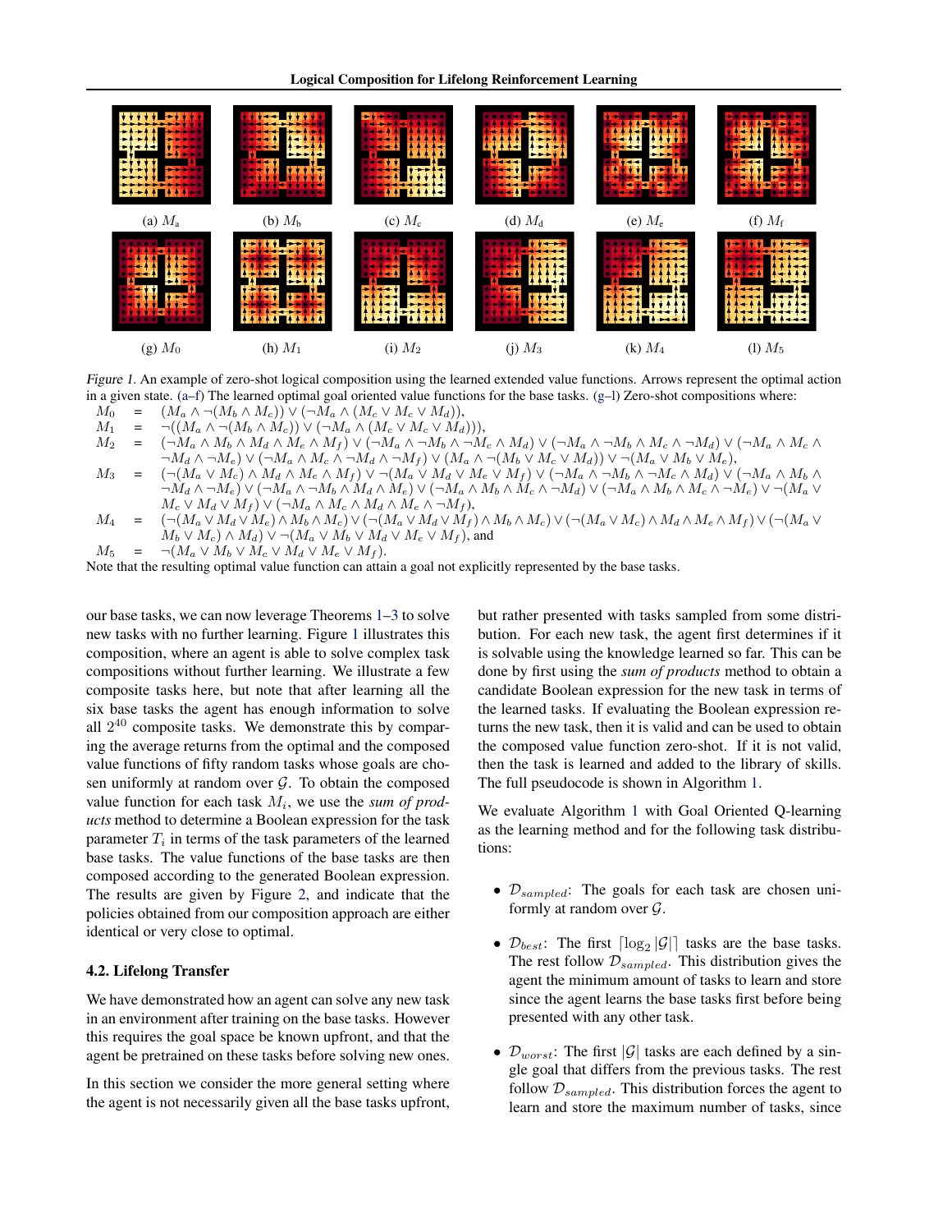(a) $M_a$ (b) $M_b$ (c) $M_c$ (d) $M_d$ (e) $M_e$ (f) $M_f$

(g) $M_0$ (h) $M_1$ (i) $M_2$ (j) $M_3$ (k) $M_4$ (l) $M_5$

*Figure 1.* An example of zero-shot logical composition using the learned extended value functions. Arrows represent the optimal action in a given state. (a–f) The learned optimal goal oriented value functions for the base tasks. (g–l) Zero-shot compositions where:

$M_0 = (M_a \wedge \neg(M_b \wedge M_c)) \vee (\neg M_a \wedge (M_c \vee M_c \vee M_d))$,

$M_1 = \neg((M_a \wedge \neg(M_b \wedge M_c)) \vee (\neg M_a \wedge (M_c \vee M_c \vee M_d)))$,

$M_2 = (\neg M_a \wedge M_b \wedge M_d \wedge M_e \wedge M_f) \vee (\neg M_a \wedge \neg M_b \wedge \neg M_c \wedge M_d) \vee (\neg M_a \wedge \neg M_b \wedge M_c \wedge \neg M_d) \vee (\neg M_a \wedge M_c \wedge \neg M_d \wedge \neg M_e) \vee (\neg M_a \wedge M_c \wedge \neg M_d \wedge \neg M_f) \vee (M_a \wedge \neg(M_b \vee M_c \vee M_d)) \vee \neg(M_a \vee M_b \vee M_e)$,

$M_3 = (\neg(M_a \vee M_c) \wedge M_d \wedge M_e \wedge M_f) \vee \neg(M_a \vee M_d \vee M_e \vee M_f) \vee (\neg M_a \wedge \neg M_b \wedge \neg M_c \wedge M_d) \vee (\neg M_a \wedge M_b \wedge \neg M_d \wedge \neg M_e) \vee (\neg M_a \wedge \neg M_b \wedge M_d \wedge M_e) \vee (\neg M_a \wedge M_b \wedge M_c \wedge \neg M_d) \vee (\neg M_a \wedge M_b \wedge M_c \wedge \neg M_e) \vee \neg(M_a \vee M_c \vee M_d \vee M_f) \vee (\neg M_a \wedge M_c \wedge M_d \wedge M_e \wedge \neg M_f)$,

$M_4 = (\neg(M_a \vee M_d \vee M_e) \wedge M_b \wedge M_c) \vee (\neg(M_a \vee M_d \vee M_f) \wedge M_b \wedge M_c) \vee (\neg(M_a \vee M_c) \wedge M_d \wedge M_e \wedge M_f) \vee (\neg(M_a \vee M_b \vee M_c) \wedge M_d) \vee \neg(M_a \vee M_b \vee M_d \vee M_e \vee M_f)$, and

$M_5 = \neg(M_a \vee M_b \vee M_c \vee M_d \vee M_e \vee M_f)$.

Note that the resulting optimal value function can attain a goal not explicitly represented by the base tasks.

our base tasks, we can now leverage Theorems 1–3 to solve new tasks with no further learning. Figure 1 illustrates this composition, where an agent is able to solve complex task compositions without further learning. We illustrate a few composite tasks here, but note that after learning all the six base tasks the agent has enough information to solve all $2^{40}$ composite tasks. We demonstrate this by comparing the average returns from the optimal and the composed value functions of fifty random tasks whose goals are chosen uniformly at random over $\mathcal{G}$. To obtain the composed value function for each task $M_i$, we use the *sum of products* method to determine a Boolean expression for the task parameter $T_i$ in terms of the task parameters of the learned base tasks. The value functions of the base tasks are then composed according to the generated Boolean expression. The results are given by Figure 2, and indicate that the policies obtained from our composition approach are either identical or very close to optimal.

### 4.2. Lifelong Transfer

We have demonstrated how an agent can solve any new task in an environment after training on the base tasks. However this requires the goal space be known upfront, and that the agent be pretrained on these tasks before solving new ones.

In this section we consider the more general setting where the agent is not necessarily given all the base tasks upfront, but rather presented with tasks sampled from some distribution. For each new task, the agent first determines if it is solvable using the knowledge learned so far. This can be done by first using the *sum of products* method to obtain a candidate Boolean expression for the new task in terms of the learned tasks. If evaluating the Boolean expression returns the new task, then it is valid and can be used to obtain the composed value function zero-shot. If it is not valid, then the task is learned and added to the library of skills. The full pseudocode is shown in Algorithm 1.

We evaluate Algorithm 1 with Goal Oriented Q-learning as the learning method and for the following task distributions:

- $\mathcal{D}_{sampled}$: The goals for each task are chosen uniformly at random over $\mathcal{G}$.
- $\mathcal{D}_{best}$: The first $\lceil \log_2 |\mathcal{G}| \rceil$ tasks are the base tasks. The rest follow $\mathcal{D}_{sampled}$. This distribution gives the agent the minimum amount of tasks to learn and store since the agent learns the base tasks first before being presented with any other task.
- $\mathcal{D}_{worst}$: The first $|\mathcal{G}|$ tasks are each defined by a single goal that differs from the previous tasks. The rest follow $\mathcal{D}_{sampled}$. This distribution forces the agent to learn and store the maximum number of tasks, since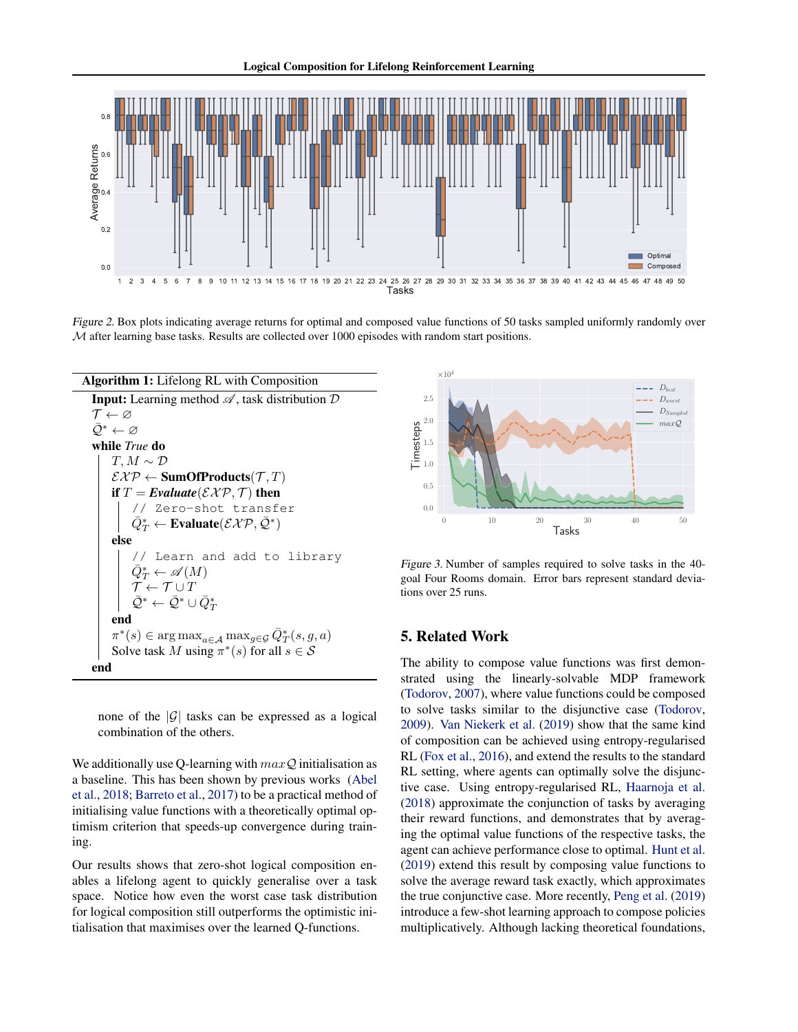*Figure 2.* Box plots indicating average returns for optimal and composed value functions of 50 tasks sampled uniformly randomly over $\mathcal{M}$ after learning base tasks. Results are collected over 1000 episodes with random start positions.

**Algorithm 1:** Lifelong RL with Composition

---

**Input:** Learning method $\mathscr{A}$, task distribution $\mathcal{D}$
$\mathcal{T} \leftarrow \varnothing$
$\bar{\mathcal{Q}}^* \leftarrow \varnothing$
**while** *True* **do**
  $T, M \sim \mathcal{D}$
  $\mathcal{EXP} \leftarrow$ **SumOfProducts**$(\mathcal{T}, T)$
  **if** $T =$ ***Evaluate***$(\mathcal{EXP}, \mathcal{T})$ **then**
    `// Zero-shot transfer`
    $\bar{Q}^*_T \leftarrow$ **Evaluate**$(\mathcal{EXP}, \bar{\mathcal{Q}}^*)$
  **else**
    `// Learn and add to library`
    $\bar{Q}^*_T \leftarrow \mathscr{A}(M)$
    $\mathcal{T} \leftarrow \mathcal{T} \cup T$
    $\bar{\mathcal{Q}}^* \leftarrow \bar{\mathcal{Q}}^* \cup \bar{Q}^*_T$
  **end**
  $\pi^*(s) \in \arg\max_{a \in \mathcal{A}} \max_{g \in \mathcal{G}} \bar{Q}^*_T(s, g, a)$
  Solve task $M$ using $\pi^*(s)$ for all $s \in \mathcal{S}$
**end**

---

none of the $|\mathcal{G}|$ tasks can be expressed as a logical combination of the others.

We additionally use Q-learning with $max\mathcal{Q}$ initialisation as a baseline. This has been shown by previous works (Abel et al., 2018; Barreto et al., 2017) to be a practical method of initialising value functions with a theoretically optimal optimism criterion that speeds-up convergence during training.

Our results shows that zero-shot logical composition enables a lifelong agent to quickly generalise over a task space. Notice how even the worst case task distribution for logical composition still outperforms the optimistic initialisation that maximises over the learned Q-functions.

*Figure 3.* Number of samples required to solve tasks in the 40-goal Four Rooms domain. Error bars represent standard deviations over 25 runs.

## 5. Related Work

The ability to compose value functions was first demonstrated using the linearly-solvable MDP framework (Todorov, 2007), where value functions could be composed to solve tasks similar to the disjunctive case (Todorov, 2009). Van Niekerk et al. (2019) show that the same kind of composition can be achieved using entropy-regularised RL (Fox et al., 2016), and extend the results to the standard RL setting, where agents can optimally solve the disjunctive case. Using entropy-regularised RL, Haarnoja et al. (2018) approximate the conjunction of tasks by averaging their reward functions, and demonstrates that by averaging the optimal value functions of the respective tasks, the agent can achieve performance close to optimal. Hunt et al. (2019) extend this result by composing value functions to solve the average reward task exactly, which approximates the true conjunctive case. More recently, Peng et al. (2019) introduce a few-shot learning approach to compose policies multiplicatively. Although lacking theoretical foundations,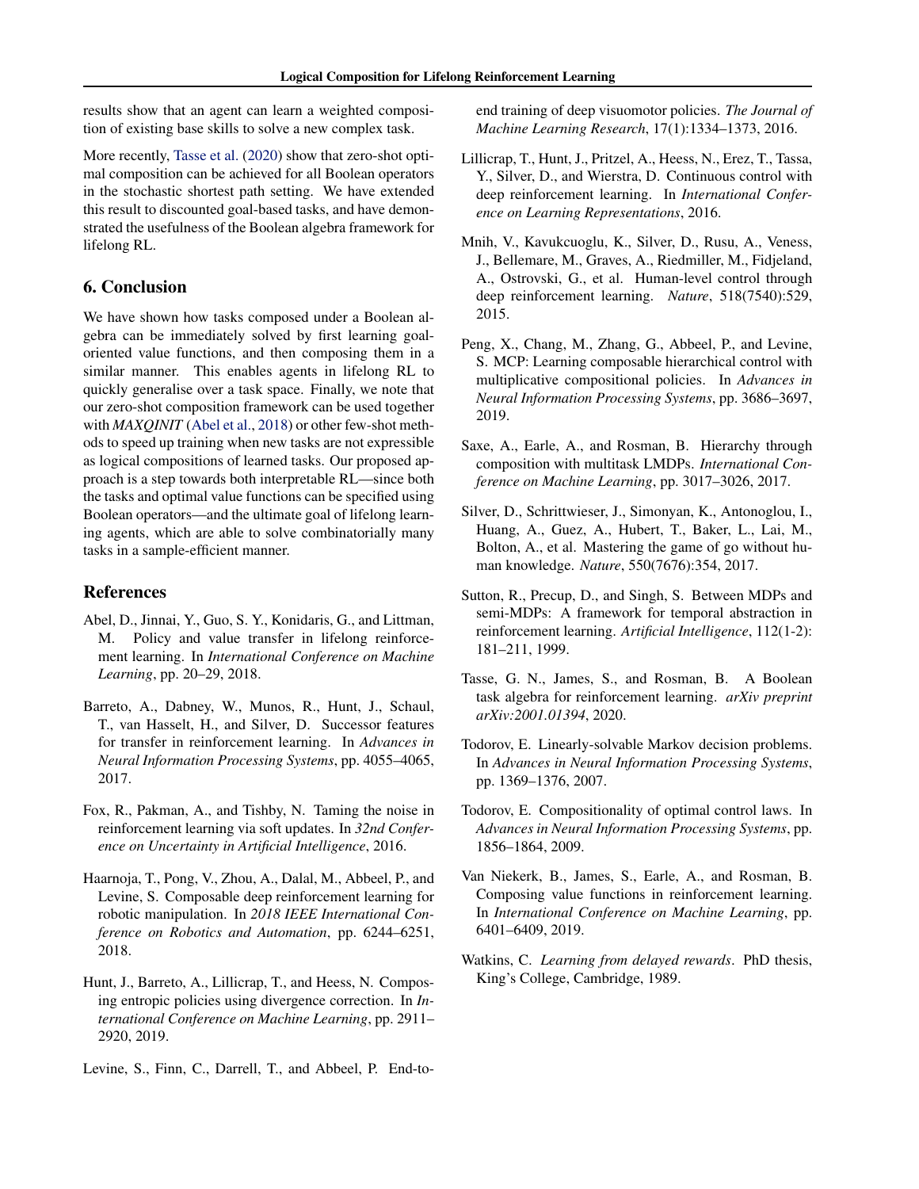results show that an agent can learn a weighted composition of existing base skills to solve a new complex task.

More recently, Tasse et al. (2020) show that zero-shot optimal composition can be achieved for all Boolean operators in the stochastic shortest path setting. We have extended this result to discounted goal-based tasks, and have demonstrated the usefulness of the Boolean algebra framework for lifelong RL.

## 6. Conclusion

We have shown how tasks composed under a Boolean algebra can be immediately solved by first learning goal-oriented value functions, and then composing them in a similar manner. This enables agents in lifelong RL to quickly generalise over a task space. Finally, we note that our zero-shot composition framework can be used together with *MAXQINIT* (Abel et al., 2018) or other few-shot methods to speed up training when new tasks are not expressible as logical compositions of learned tasks. Our proposed approach is a step towards both interpretable RL—since both the tasks and optimal value functions can be specified using Boolean operators—and the ultimate goal of lifelong learning agents, which are able to solve combinatorially many tasks in a sample-efficient manner.

## References

Abel, D., Jinnai, Y., Guo, S. Y., Konidaris, G., and Littman, M. Policy and value transfer in lifelong reinforcement learning. In *International Conference on Machine Learning*, pp. 20–29, 2018.

Barreto, A., Dabney, W., Munos, R., Hunt, J., Schaul, T., van Hasselt, H., and Silver, D. Successor features for transfer in reinforcement learning. In *Advances in Neural Information Processing Systems*, pp. 4055–4065, 2017.

Fox, R., Pakman, A., and Tishby, N. Taming the noise in reinforcement learning via soft updates. In *32nd Conference on Uncertainty in Artificial Intelligence*, 2016.

Haarnoja, T., Pong, V., Zhou, A., Dalal, M., Abbeel, P., and Levine, S. Composable deep reinforcement learning for robotic manipulation. In *2018 IEEE International Conference on Robotics and Automation*, pp. 6244–6251, 2018.

Hunt, J., Barreto, A., Lillicrap, T., and Heess, N. Composing entropic policies using divergence correction. In *International Conference on Machine Learning*, pp. 2911–2920, 2019.

Levine, S., Finn, C., Darrell, T., and Abbeel, P. End-to-end training of deep visuomotor policies. *The Journal of Machine Learning Research*, 17(1):1334–1373, 2016.

Lillicrap, T., Hunt, J., Pritzel, A., Heess, N., Erez, T., Tassa, Y., Silver, D., and Wierstra, D. Continuous control with deep reinforcement learning. In *International Conference on Learning Representations*, 2016.

Mnih, V., Kavukcuoglu, K., Silver, D., Rusu, A., Veness, J., Bellemare, M., Graves, A., Riedmiller, M., Fidjeland, A., Ostrovski, G., et al. Human-level control through deep reinforcement learning. *Nature*, 518(7540):529, 2015.

Peng, X., Chang, M., Zhang, G., Abbeel, P., and Levine, S. MCP: Learning composable hierarchical control with multiplicative compositional policies. In *Advances in Neural Information Processing Systems*, pp. 3686–3697, 2019.

Saxe, A., Earle, A., and Rosman, B. Hierarchy through composition with multitask LMDPs. *International Conference on Machine Learning*, pp. 3017–3026, 2017.

Silver, D., Schrittwieser, J., Simonyan, K., Antonoglou, I., Huang, A., Guez, A., Hubert, T., Baker, L., Lai, M., Bolton, A., et al. Mastering the game of go without human knowledge. *Nature*, 550(7676):354, 2017.

Sutton, R., Precup, D., and Singh, S. Between MDPs and semi-MDPs: A framework for temporal abstraction in reinforcement learning. *Artificial Intelligence*, 112(1-2): 181–211, 1999.

Tasse, G. N., James, S., and Rosman, B. A Boolean task algebra for reinforcement learning. *arXiv preprint arXiv:2001.01394*, 2020.

Todorov, E. Linearly-solvable Markov decision problems. In *Advances in Neural Information Processing Systems*, pp. 1369–1376, 2007.

Todorov, E. Compositionality of optimal control laws. In *Advances in Neural Information Processing Systems*, pp. 1856–1864, 2009.

Van Niekerk, B., James, S., Earle, A., and Rosman, B. Composing value functions in reinforcement learning. In *International Conference on Machine Learning*, pp. 6401–6409, 2019.

Watkins, C. *Learning from delayed rewards*. PhD thesis, King's College, Cambridge, 1989.